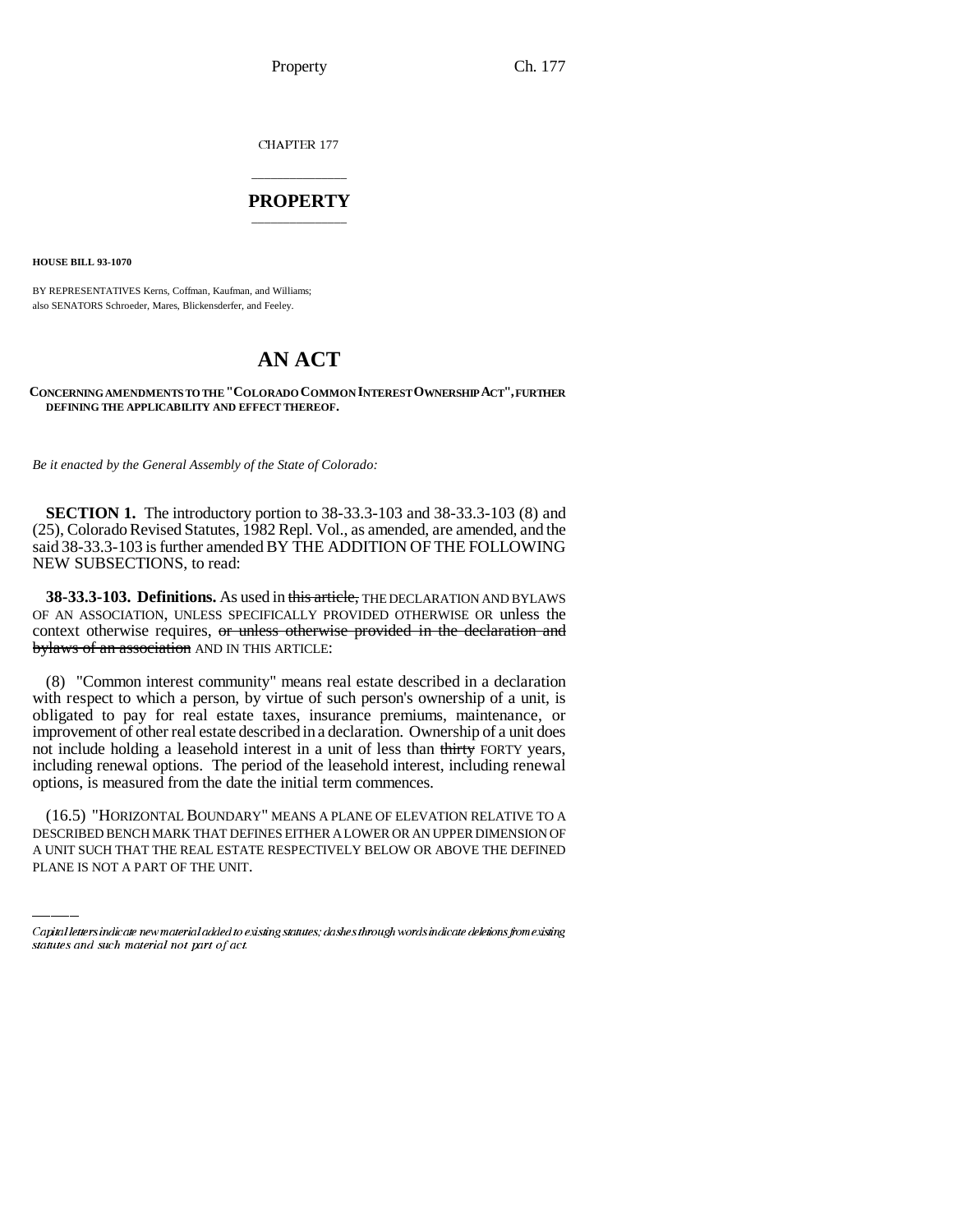CHAPTER 177

# PROPERTY

**HOUSE BILL 93-1070**

BY REPRESENTATIVES Kerns, Coffman, Kaufman, and Williams;
also SENATORS Schroeder, Mares, Blickensderfer, and Feeley.

# AN ACT

**CONCERNING AMENDMENTS TO THE "COLORADO COMMON INTEREST OWNERSHIP ACT", FURTHER DEFINING THE APPLICABILITY AND EFFECT THEREOF.**

*Be it enacted by the General Assembly of the State of Colorado:*

**SECTION 1.** The introductory portion to 38-33.3-103 and 38-33.3-103 (8) and (25), Colorado Revised Statutes, 1982 Repl. Vol., as amended, are amended, and the said 38-33.3-103 is further amended BY THE ADDITION OF THE FOLLOWING NEW SUBSECTIONS, to read:

**38-33.3-103. Definitions.** As used in ~~this article,~~ THE DECLARATION AND BYLAWS OF AN ASSOCIATION, UNLESS SPECIFICALLY PROVIDED OTHERWISE OR unless the context otherwise requires, ~~or unless otherwise provided in the declaration and bylaws of an association~~ AND IN THIS ARTICLE:

(8) "Common interest community" means real estate described in a declaration with respect to which a person, by virtue of such person's ownership of a unit, is obligated to pay for real estate taxes, insurance premiums, maintenance, or improvement of other real estate described in a declaration. Ownership of a unit does not include holding a leasehold interest in a unit of less than ~~thirty~~ FORTY years, including renewal options. The period of the leasehold interest, including renewal options, is measured from the date the initial term commences.

(16.5) "HORIZONTAL BOUNDARY" MEANS A PLANE OF ELEVATION RELATIVE TO A DESCRIBED BENCH MARK THAT DEFINES EITHER A LOWER OR AN UPPER DIMENSION OF A UNIT SUCH THAT THE REAL ESTATE RESPECTIVELY BELOW OR ABOVE THE DEFINED PLANE IS NOT A PART OF THE UNIT.

---

*Capital letters indicate new material added to existing statutes; dashes through words indicate deletions from existing statutes and such material not part of act.*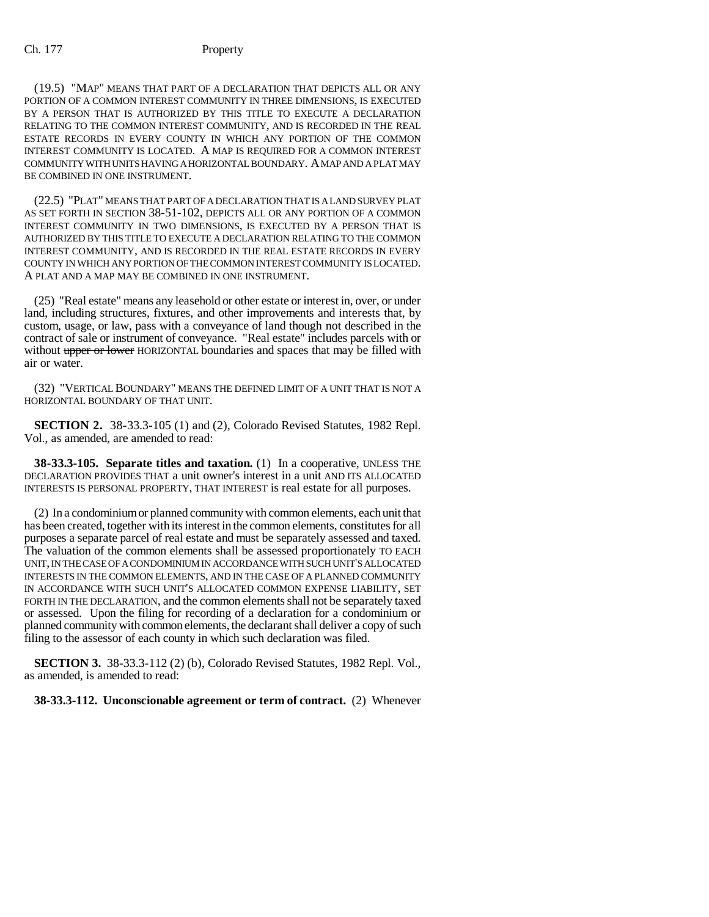(19.5) "MAP" MEANS THAT PART OF A DECLARATION THAT DEPICTS ALL OR ANY PORTION OF A COMMON INTEREST COMMUNITY IN THREE DIMENSIONS, IS EXECUTED BY A PERSON THAT IS AUTHORIZED BY THIS TITLE TO EXECUTE A DECLARATION RELATING TO THE COMMON INTEREST COMMUNITY, AND IS RECORDED IN THE REAL ESTATE RECORDS IN EVERY COUNTY IN WHICH ANY PORTION OF THE COMMON INTEREST COMMUNITY IS LOCATED. A MAP IS REQUIRED FOR A COMMON INTEREST COMMUNITY WITH UNITS HAVING A HORIZONTAL BOUNDARY. A MAP AND A PLAT MAY BE COMBINED IN ONE INSTRUMENT.

(22.5) "PLAT" MEANS THAT PART OF A DECLARATION THAT IS A LAND SURVEY PLAT AS SET FORTH IN SECTION 38-51-102, DEPICTS ALL OR ANY PORTION OF A COMMON INTEREST COMMUNITY IN TWO DIMENSIONS, IS EXECUTED BY A PERSON THAT IS AUTHORIZED BY THIS TITLE TO EXECUTE A DECLARATION RELATING TO THE COMMON INTEREST COMMUNITY, AND IS RECORDED IN THE REAL ESTATE RECORDS IN EVERY COUNTY IN WHICH ANY PORTION OF THE COMMON INTEREST COMMUNITY IS LOCATED. A PLAT AND A MAP MAY BE COMBINED IN ONE INSTRUMENT.

(25) "Real estate" means any leasehold or other estate or interest in, over, or under land, including structures, fixtures, and other improvements and interests that, by custom, usage, or law, pass with a conveyance of land though not described in the contract of sale or instrument of conveyance. "Real estate" includes parcels with or without ~~upper or lower~~ HORIZONTAL boundaries and spaces that may be filled with air or water.

(32) "VERTICAL BOUNDARY" MEANS THE DEFINED LIMIT OF A UNIT THAT IS NOT A HORIZONTAL BOUNDARY OF THAT UNIT.

**SECTION 2.** 38-33.3-105 (1) and (2), Colorado Revised Statutes, 1982 Repl. Vol., as amended, are amended to read:

**38-33.3-105. Separate titles and taxation.** (1) In a cooperative, UNLESS THE DECLARATION PROVIDES THAT a unit owner's interest in a unit AND ITS ALLOCATED INTERESTS IS PERSONAL PROPERTY, THAT INTEREST is real estate for all purposes.

(2) In a condominium or planned community with common elements, each unit that has been created, together with its interest in the common elements, constitutes for all purposes a separate parcel of real estate and must be separately assessed and taxed. The valuation of the common elements shall be assessed proportionately TO EACH UNIT, IN THE CASE OF A CONDOMINIUM IN ACCORDANCE WITH SUCH UNIT'S ALLOCATED INTERESTS IN THE COMMON ELEMENTS, AND IN THE CASE OF A PLANNED COMMUNITY IN ACCORDANCE WITH SUCH UNIT'S ALLOCATED COMMON EXPENSE LIABILITY, SET FORTH IN THE DECLARATION, and the common elements shall not be separately taxed or assessed. Upon the filing for recording of a declaration for a condominium or planned community with common elements, the declarant shall deliver a copy of such filing to the assessor of each county in which such declaration was filed.

**SECTION 3.** 38-33.3-112 (2) (b), Colorado Revised Statutes, 1982 Repl. Vol., as amended, is amended to read:

**38-33.3-112. Unconscionable agreement or term of contract.** (2) Whenever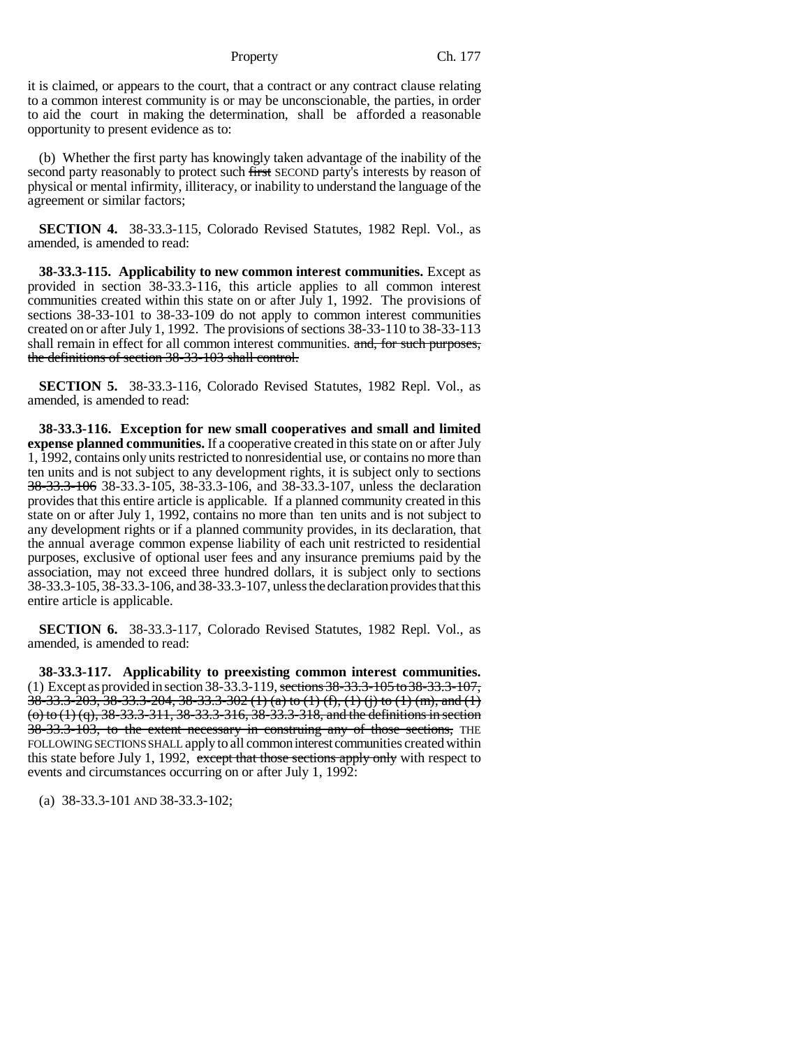it is claimed, or appears to the court, that a contract or any contract clause relating to a common interest community is or may be unconscionable, the parties, in order to aid the court in making the determination, shall be afforded a reasonable opportunity to present evidence as to:

(b) Whether the first party has knowingly taken advantage of the inability of the second party reasonably to protect such ~~first~~ SECOND party's interests by reason of physical or mental infirmity, illiteracy, or inability to understand the language of the agreement or similar factors;

**SECTION 4.** 38-33.3-115, Colorado Revised Statutes, 1982 Repl. Vol., as amended, is amended to read:

**38-33.3-115. Applicability to new common interest communities.** Except as provided in section 38-33.3-116, this article applies to all common interest communities created within this state on or after July 1, 1992. The provisions of sections 38-33-101 to 38-33-109 do not apply to common interest communities created on or after July 1, 1992. The provisions of sections 38-33-110 to 38-33-113 shall remain in effect for all common interest communities. ~~and, for such purposes, the definitions of section 38-33-103 shall control.~~

**SECTION 5.** 38-33.3-116, Colorado Revised Statutes, 1982 Repl. Vol., as amended, is amended to read:

**38-33.3-116. Exception for new small cooperatives and small and limited expense planned communities.** If a cooperative created in this state on or after July 1, 1992, contains only units restricted to nonresidential use, or contains no more than ten units and is not subject to any development rights, it is subject only to sections ~~38-33.3-106~~ 38-33.3-105, 38-33.3-106, and 38-33.3-107, unless the declaration provides that this entire article is applicable. If a planned community created in this state on or after July 1, 1992, contains no more than ten units and is not subject to any development rights or if a planned community provides, in its declaration, that the annual average common expense liability of each unit restricted to residential purposes, exclusive of optional user fees and any insurance premiums paid by the association, may not exceed three hundred dollars, it is subject only to sections 38-33.3-105, 38-33.3-106, and 38-33.3-107, unless the declaration provides that this entire article is applicable.

**SECTION 6.** 38-33.3-117, Colorado Revised Statutes, 1982 Repl. Vol., as amended, is amended to read:

**38-33.3-117. Applicability to preexisting common interest communities.** (1) Except as provided in section 38-33.3-119, ~~sections 38-33.3-105 to 38-33.3-107, 38-33.3-203, 38-33.3-204, 38-33.3-302 (1) (a) to (1) (f), (1) (j) to (1) (m), and (1) (o) to (1) (q), 38-33.3-311, 38-33.3-316, 38-33.3-318, and the definitions in section 38-33.3-103, to the extent necessary in construing any of those sections,~~ THE FOLLOWING SECTIONS SHALL apply to all common interest communities created within this state before July 1, 1992, ~~except that those sections apply only~~ with respect to events and circumstances occurring on or after July 1, 1992:

(a) 38-33.3-101 AND 38-33.3-102;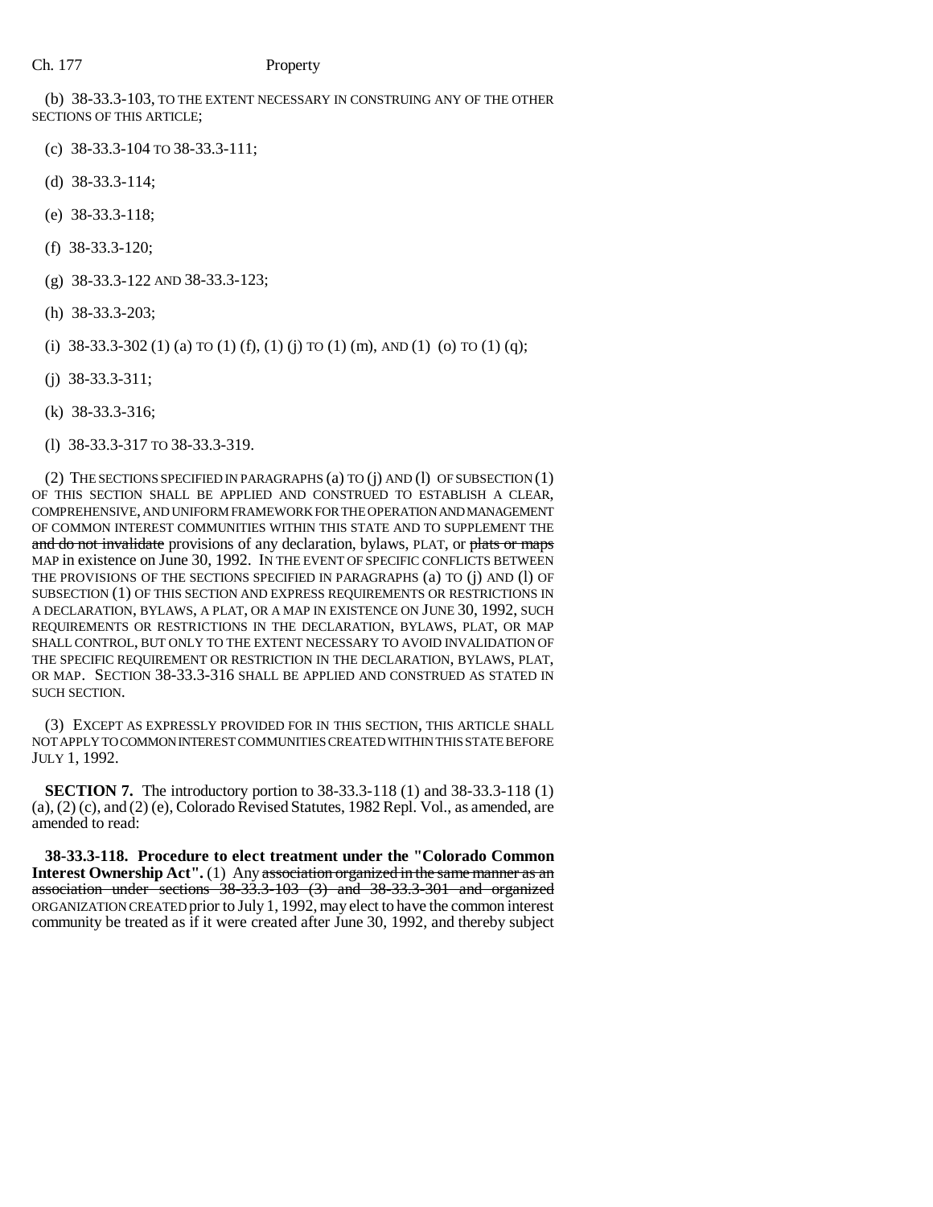(b) 38-33.3-103, TO THE EXTENT NECESSARY IN CONSTRUING ANY OF THE OTHER SECTIONS OF THIS ARTICLE;

(c) 38-33.3-104 TO 38-33.3-111;

(d) 38-33.3-114;

(e) 38-33.3-118;

(f) 38-33.3-120;

(g) 38-33.3-122 AND 38-33.3-123;

(h) 38-33.3-203;

(i) 38-33.3-302 (1) (a) TO (1) (f), (1) (j) TO (1) (m), AND (1) (o) TO (1) (q);

(j) 38-33.3-311;

(k) 38-33.3-316;

(l) 38-33.3-317 TO 38-33.3-319.

(2) THE SECTIONS SPECIFIED IN PARAGRAPHS (a) TO (j) AND (l) OF SUBSECTION (1) OF THIS SECTION SHALL BE APPLIED AND CONSTRUED TO ESTABLISH A CLEAR, COMPREHENSIVE, AND UNIFORM FRAMEWORK FOR THE OPERATION AND MANAGEMENT OF COMMON INTEREST COMMUNITIES WITHIN THIS STATE AND TO SUPPLEMENT THE ~~and do not invalidate~~ provisions of any declaration, bylaws, PLAT, or ~~plats or maps~~ MAP in existence on June 30, 1992. IN THE EVENT OF SPECIFIC CONFLICTS BETWEEN THE PROVISIONS OF THE SECTIONS SPECIFIED IN PARAGRAPHS (a) TO (j) AND (l) OF SUBSECTION (1) OF THIS SECTION AND EXPRESS REQUIREMENTS OR RESTRICTIONS IN A DECLARATION, BYLAWS, A PLAT, OR A MAP IN EXISTENCE ON JUNE 30, 1992, SUCH REQUIREMENTS OR RESTRICTIONS IN THE DECLARATION, BYLAWS, PLAT, OR MAP SHALL CONTROL, BUT ONLY TO THE EXTENT NECESSARY TO AVOID INVALIDATION OF THE SPECIFIC REQUIREMENT OR RESTRICTION IN THE DECLARATION, BYLAWS, PLAT, OR MAP. SECTION 38-33.3-316 SHALL BE APPLIED AND CONSTRUED AS STATED IN SUCH SECTION.

(3) EXCEPT AS EXPRESSLY PROVIDED FOR IN THIS SECTION, THIS ARTICLE SHALL NOT APPLY TO COMMON INTEREST COMMUNITIES CREATED WITHIN THIS STATE BEFORE JULY 1, 1992.

**SECTION 7.** The introductory portion to 38-33.3-118 (1) and 38-33.3-118 (1) (a), (2) (c), and (2) (e), Colorado Revised Statutes, 1982 Repl. Vol., as amended, are amended to read:

**38-33.3-118. Procedure to elect treatment under the "Colorado Common Interest Ownership Act".** (1) Any ~~association organized in the same manner as an association under sections 38-33.3-103 (3) and 38-33.3-301 and organized~~ ORGANIZATION CREATED prior to July 1, 1992, may elect to have the common interest community be treated as if it were created after June 30, 1992, and thereby subject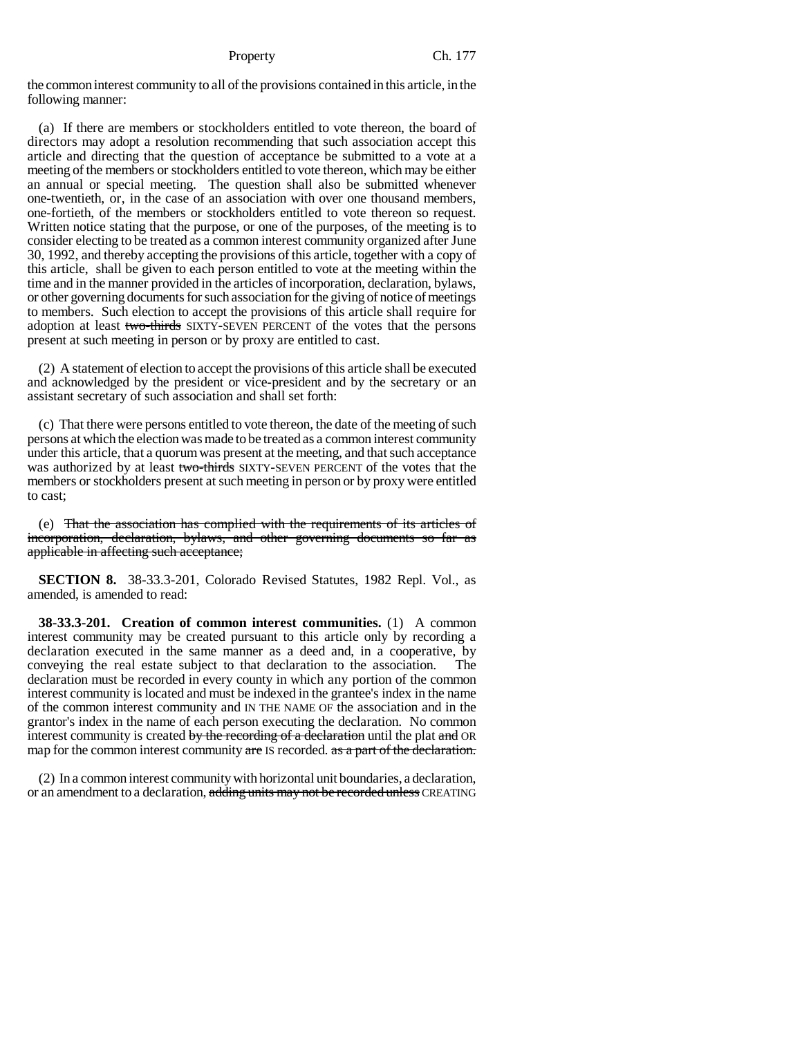the common interest community to all of the provisions contained in this article, in the following manner:

(a) If there are members or stockholders entitled to vote thereon, the board of directors may adopt a resolution recommending that such association accept this article and directing that the question of acceptance be submitted to a vote at a meeting of the members or stockholders entitled to vote thereon, which may be either an annual or special meeting. The question shall also be submitted whenever one-twentieth, or, in the case of an association with over one thousand members, one-fortieth, of the members or stockholders entitled to vote thereon so request. Written notice stating that the purpose, or one of the purposes, of the meeting is to consider electing to be treated as a common interest community organized after June 30, 1992, and thereby accepting the provisions of this article, together with a copy of this article, shall be given to each person entitled to vote at the meeting within the time and in the manner provided in the articles of incorporation, declaration, bylaws, or other governing documents for such association for the giving of notice of meetings to members. Such election to accept the provisions of this article shall require for adoption at least ~~two-thirds~~ SIXTY-SEVEN PERCENT of the votes that the persons present at such meeting in person or by proxy are entitled to cast.

(2) A statement of election to accept the provisions of this article shall be executed and acknowledged by the president or vice-president and by the secretary or an assistant secretary of such association and shall set forth:

(c) That there were persons entitled to vote thereon, the date of the meeting of such persons at which the election was made to be treated as a common interest community under this article, that a quorum was present at the meeting, and that such acceptance was authorized by at least ~~two-thirds~~ SIXTY-SEVEN PERCENT of the votes that the members or stockholders present at such meeting in person or by proxy were entitled to cast;

(e) ~~That the association has complied with the requirements of its articles of incorporation, declaration, bylaws, and other governing documents so far as applicable in affecting such acceptance;~~

**SECTION 8.** 38-33.3-201, Colorado Revised Statutes, 1982 Repl. Vol., as amended, is amended to read:

**38-33.3-201. Creation of common interest communities.** (1) A common interest community may be created pursuant to this article only by recording a declaration executed in the same manner as a deed and, in a cooperative, by conveying the real estate subject to that declaration to the association. The declaration must be recorded in every county in which any portion of the common interest community is located and must be indexed in the grantee's index in the name of the common interest community and IN THE NAME OF the association and in the grantor's index in the name of each person executing the declaration. No common interest community is created ~~by the recording of a declaration~~ until the plat ~~and~~ OR map for the common interest community ~~are~~ IS recorded. ~~as a part of the declaration.~~

(2) In a common interest community with horizontal unit boundaries, a declaration, or an amendment to a declaration, ~~adding units may not be recorded unless~~ CREATING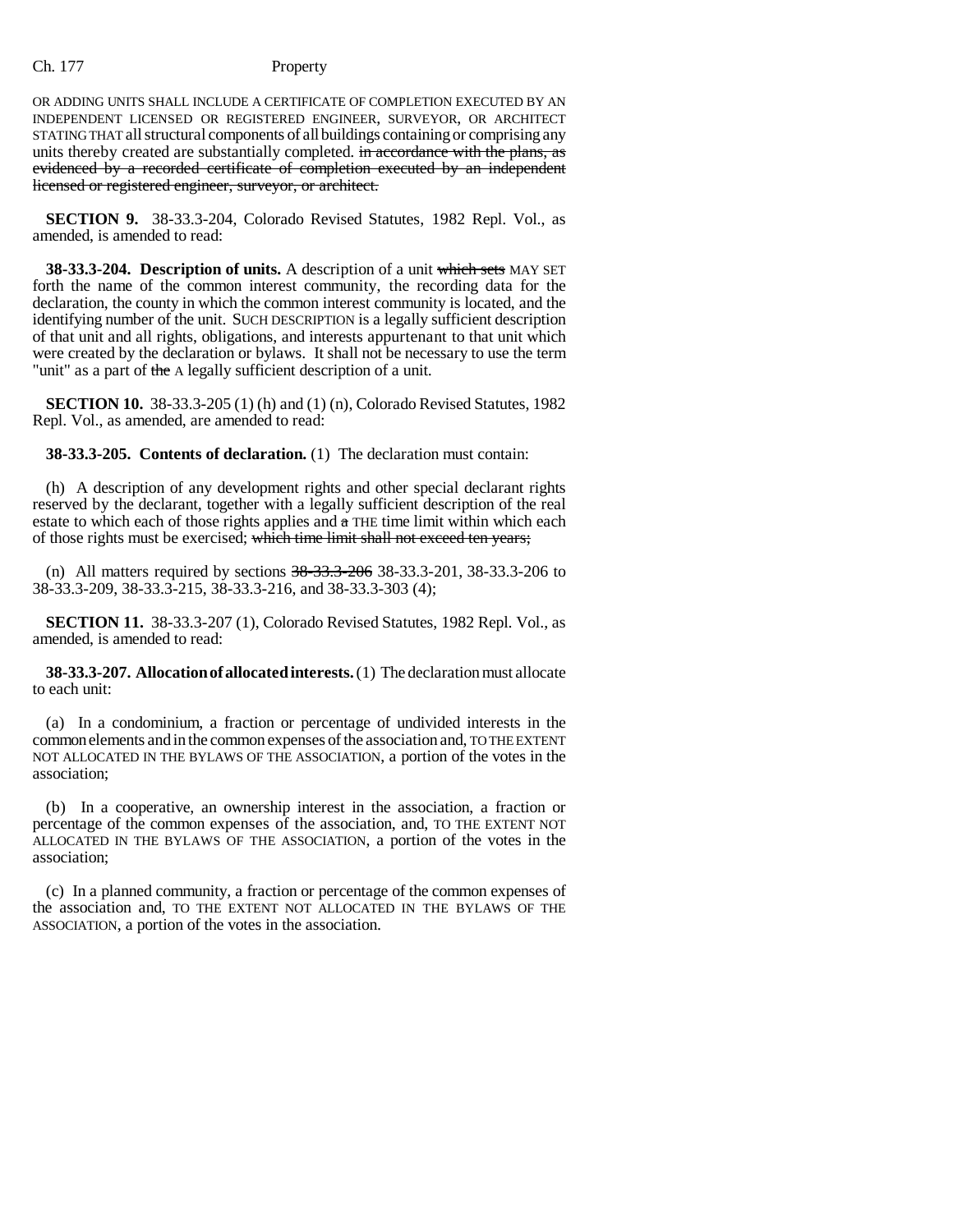OR ADDING UNITS SHALL INCLUDE A CERTIFICATE OF COMPLETION EXECUTED BY AN INDEPENDENT LICENSED OR REGISTERED ENGINEER, SURVEYOR, OR ARCHITECT STATING THAT all structural components of all buildings containing or comprising any units thereby created are substantially completed. ~~in accordance with the plans, as evidenced by a recorded certificate of completion executed by an independent licensed or registered engineer, surveyor, or architect.~~

**SECTION 9.** 38-33.3-204, Colorado Revised Statutes, 1982 Repl. Vol., as amended, is amended to read:

**38-33.3-204. Description of units.** A description of a unit ~~which sets~~ MAY SET forth the name of the common interest community, the recording data for the declaration, the county in which the common interest community is located, and the identifying number of the unit. SUCH DESCRIPTION is a legally sufficient description of that unit and all rights, obligations, and interests appurtenant to that unit which were created by the declaration or bylaws. It shall not be necessary to use the term "unit" as a part of ~~the~~ A legally sufficient description of a unit.

**SECTION 10.** 38-33.3-205 (1) (h) and (1) (n), Colorado Revised Statutes, 1982 Repl. Vol., as amended, are amended to read:

**38-33.3-205. Contents of declaration.** (1) The declaration must contain:

(h) A description of any development rights and other special declarant rights reserved by the declarant, together with a legally sufficient description of the real estate to which each of those rights applies and ~~a~~ THE time limit within which each of those rights must be exercised; ~~which time limit shall not exceed ten years;~~

(n) All matters required by sections ~~38-33.3-206~~ 38-33.3-201, 38-33.3-206 to 38-33.3-209, 38-33.3-215, 38-33.3-216, and 38-33.3-303 (4);

**SECTION 11.** 38-33.3-207 (1), Colorado Revised Statutes, 1982 Repl. Vol., as amended, is amended to read:

**38-33.3-207. Allocation of allocated interests.** (1) The declaration must allocate to each unit:

(a) In a condominium, a fraction or percentage of undivided interests in the common elements and in the common expenses of the association and, TO THE EXTENT NOT ALLOCATED IN THE BYLAWS OF THE ASSOCIATION, a portion of the votes in the association;

(b) In a cooperative, an ownership interest in the association, a fraction or percentage of the common expenses of the association, and, TO THE EXTENT NOT ALLOCATED IN THE BYLAWS OF THE ASSOCIATION, a portion of the votes in the association;

(c) In a planned community, a fraction or percentage of the common expenses of the association and, TO THE EXTENT NOT ALLOCATED IN THE BYLAWS OF THE ASSOCIATION, a portion of the votes in the association.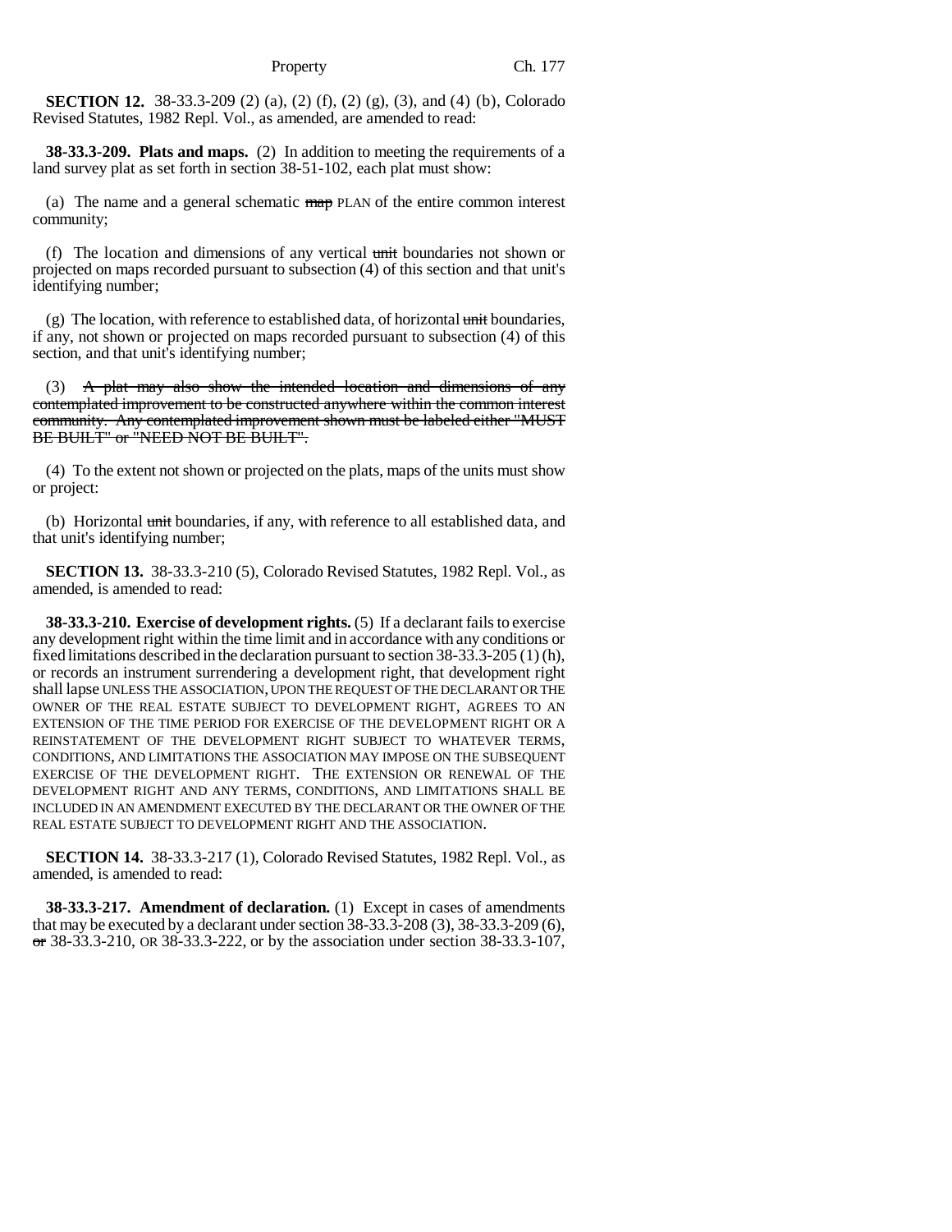**SECTION 12.** 38-33.3-209 (2) (a), (2) (f), (2) (g), (3), and (4) (b), Colorado Revised Statutes, 1982 Repl. Vol., as amended, are amended to read:

**38-33.3-209. Plats and maps.** (2) In addition to meeting the requirements of a land survey plat as set forth in section 38-51-102, each plat must show:

(a) The name and a general schematic ~~map~~ PLAN of the entire common interest community;

(f) The location and dimensions of any vertical ~~unit~~ boundaries not shown or projected on maps recorded pursuant to subsection (4) of this section and that unit's identifying number;

(g) The location, with reference to established data, of horizontal ~~unit~~ boundaries, if any, not shown or projected on maps recorded pursuant to subsection (4) of this section, and that unit's identifying number;

(3) ~~A plat may also show the intended location and dimensions of any contemplated improvement to be constructed anywhere within the common interest community. Any contemplated improvement shown must be labeled either "MUST BE BUILT" or "NEED NOT BE BUILT".~~

(4) To the extent not shown or projected on the plats, maps of the units must show or project:

(b) Horizontal ~~unit~~ boundaries, if any, with reference to all established data, and that unit's identifying number;

**SECTION 13.** 38-33.3-210 (5), Colorado Revised Statutes, 1982 Repl. Vol., as amended, is amended to read:

**38-33.3-210. Exercise of development rights.** (5) If a declarant fails to exercise any development right within the time limit and in accordance with any conditions or fixed limitations described in the declaration pursuant to section 38-33.3-205 (1) (h), or records an instrument surrendering a development right, that development right shall lapse UNLESS THE ASSOCIATION, UPON THE REQUEST OF THE DECLARANT OR THE OWNER OF THE REAL ESTATE SUBJECT TO DEVELOPMENT RIGHT, AGREES TO AN EXTENSION OF THE TIME PERIOD FOR EXERCISE OF THE DEVELOPMENT RIGHT OR A REINSTATEMENT OF THE DEVELOPMENT RIGHT SUBJECT TO WHATEVER TERMS, CONDITIONS, AND LIMITATIONS THE ASSOCIATION MAY IMPOSE ON THE SUBSEQUENT EXERCISE OF THE DEVELOPMENT RIGHT. THE EXTENSION OR RENEWAL OF THE DEVELOPMENT RIGHT AND ANY TERMS, CONDITIONS, AND LIMITATIONS SHALL BE INCLUDED IN AN AMENDMENT EXECUTED BY THE DECLARANT OR THE OWNER OF THE REAL ESTATE SUBJECT TO DEVELOPMENT RIGHT AND THE ASSOCIATION.

**SECTION 14.** 38-33.3-217 (1), Colorado Revised Statutes, 1982 Repl. Vol., as amended, is amended to read:

**38-33.3-217. Amendment of declaration.** (1) Except in cases of amendments that may be executed by a declarant under section 38-33.3-208 (3), 38-33.3-209 (6), ~~or~~ 38-33.3-210, OR 38-33.3-222, or by the association under section 38-33.3-107,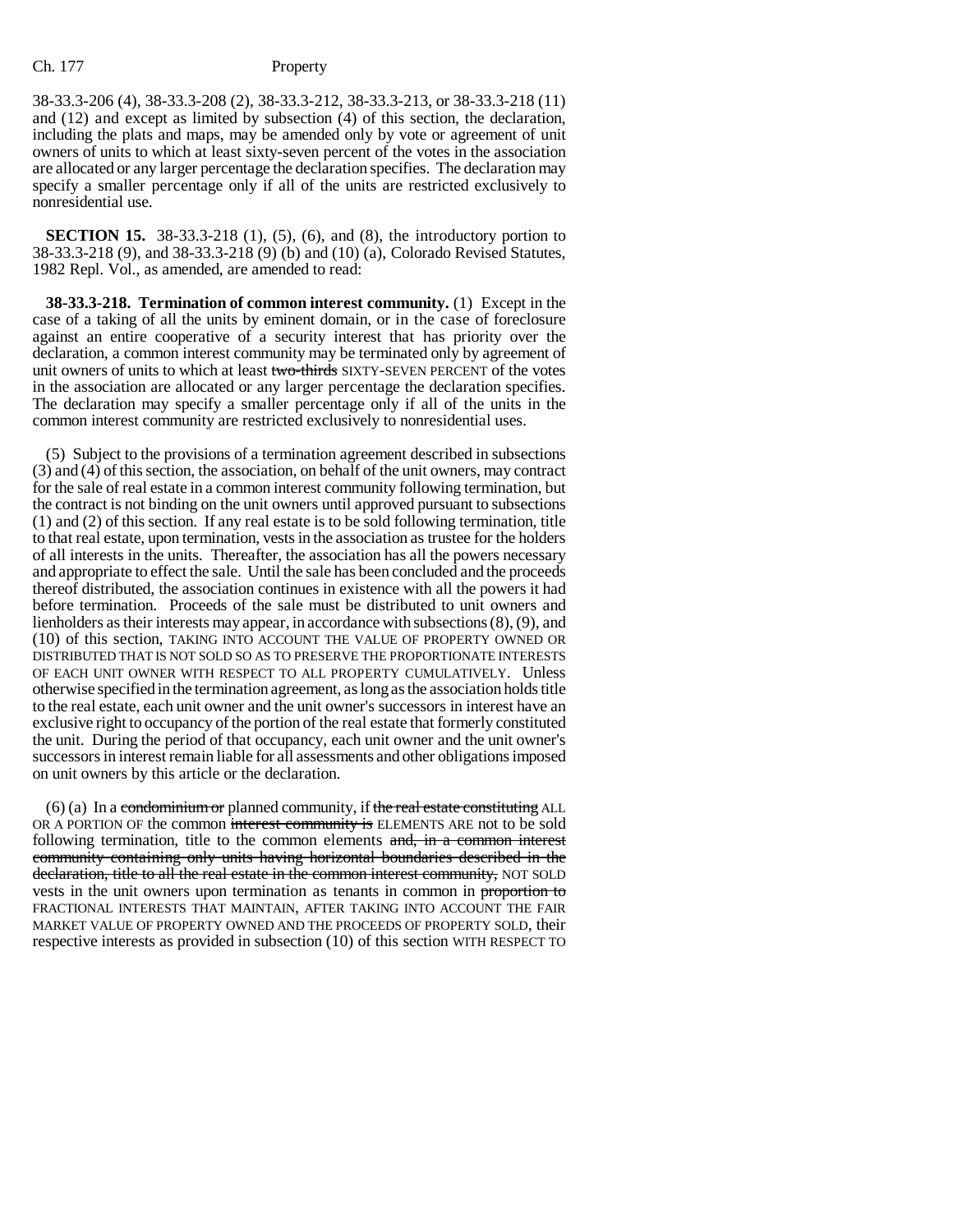38-33.3-206 (4), 38-33.3-208 (2), 38-33.3-212, 38-33.3-213, or 38-33.3-218 (11) and (12) and except as limited by subsection (4) of this section, the declaration, including the plats and maps, may be amended only by vote or agreement of unit owners of units to which at least sixty-seven percent of the votes in the association are allocated or any larger percentage the declaration specifies. The declaration may specify a smaller percentage only if all of the units are restricted exclusively to nonresidential use.

**SECTION 15.** 38-33.3-218 (1), (5), (6), and (8), the introductory portion to 38-33.3-218 (9), and 38-33.3-218 (9) (b) and (10) (a), Colorado Revised Statutes, 1982 Repl. Vol., as amended, are amended to read:

**38-33.3-218. Termination of common interest community.** (1) Except in the case of a taking of all the units by eminent domain, or in the case of foreclosure against an entire cooperative of a security interest that has priority over the declaration, a common interest community may be terminated only by agreement of unit owners of units to which at least ~~two-thirds~~ SIXTY-SEVEN PERCENT of the votes in the association are allocated or any larger percentage the declaration specifies. The declaration may specify a smaller percentage only if all of the units in the common interest community are restricted exclusively to nonresidential uses.

(5) Subject to the provisions of a termination agreement described in subsections (3) and (4) of this section, the association, on behalf of the unit owners, may contract for the sale of real estate in a common interest community following termination, but the contract is not binding on the unit owners until approved pursuant to subsections (1) and (2) of this section. If any real estate is to be sold following termination, title to that real estate, upon termination, vests in the association as trustee for the holders of all interests in the units. Thereafter, the association has all the powers necessary and appropriate to effect the sale. Until the sale has been concluded and the proceeds thereof distributed, the association continues in existence with all the powers it had before termination. Proceeds of the sale must be distributed to unit owners and lienholders as their interests may appear, in accordance with subsections (8), (9), and (10) of this section, TAKING INTO ACCOUNT THE VALUE OF PROPERTY OWNED OR DISTRIBUTED THAT IS NOT SOLD SO AS TO PRESERVE THE PROPORTIONATE INTERESTS OF EACH UNIT OWNER WITH RESPECT TO ALL PROPERTY CUMULATIVELY. Unless otherwise specified in the termination agreement, as long as the association holds title to the real estate, each unit owner and the unit owner's successors in interest have an exclusive right to occupancy of the portion of the real estate that formerly constituted the unit. During the period of that occupancy, each unit owner and the unit owner's successors in interest remain liable for all assessments and other obligations imposed on unit owners by this article or the declaration.

(6) (a) In a ~~condominium or~~ planned community, if ~~the real estate constituting~~ ALL OR A PORTION OF the common ~~interest community is~~ ELEMENTS ARE not to be sold following termination, title to the common elements ~~and, in a common interest community containing only units having horizontal boundaries described in the declaration, title to all the real estate in the common interest community,~~ NOT SOLD vests in the unit owners upon termination as tenants in common in ~~proportion to~~ FRACTIONAL INTERESTS THAT MAINTAIN, AFTER TAKING INTO ACCOUNT THE FAIR MARKET VALUE OF PROPERTY OWNED AND THE PROCEEDS OF PROPERTY SOLD, their respective interests as provided in subsection (10) of this section WITH RESPECT TO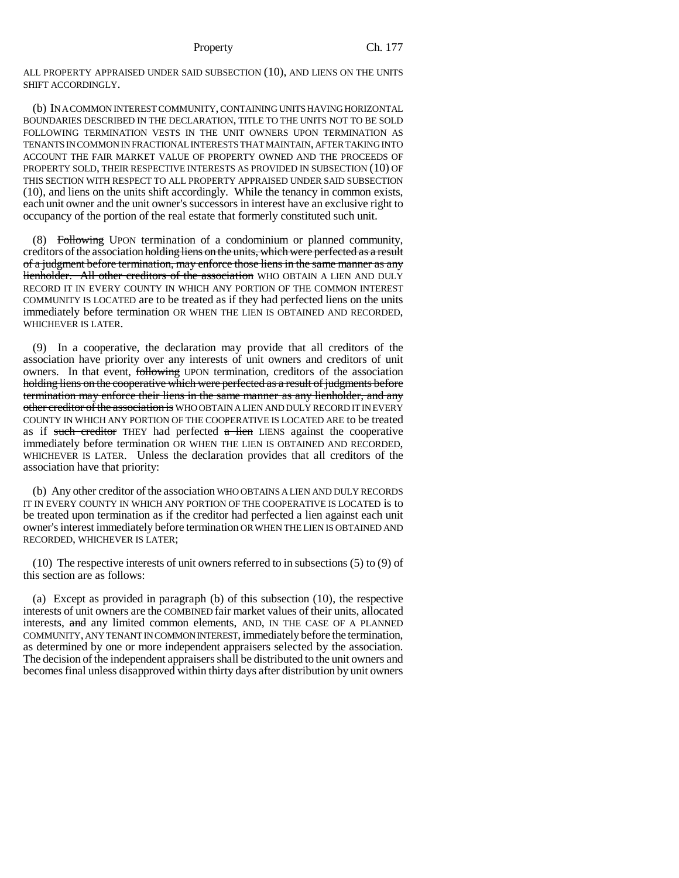ALL PROPERTY APPRAISED UNDER SAID SUBSECTION (10), AND LIENS ON THE UNITS SHIFT ACCORDINGLY.

(b) IN A COMMON INTEREST COMMUNITY, CONTAINING UNITS HAVING HORIZONTAL BOUNDARIES DESCRIBED IN THE DECLARATION, TITLE TO THE UNITS NOT TO BE SOLD FOLLOWING TERMINATION VESTS IN THE UNIT OWNERS UPON TERMINATION AS TENANTS IN COMMON IN FRACTIONAL INTERESTS THAT MAINTAIN, AFTER TAKING INTO ACCOUNT THE FAIR MARKET VALUE OF PROPERTY OWNED AND THE PROCEEDS OF PROPERTY SOLD, THEIR RESPECTIVE INTERESTS AS PROVIDED IN SUBSECTION (10) OF THIS SECTION WITH RESPECT TO ALL PROPERTY APPRAISED UNDER SAID SUBSECTION (10), and liens on the units shift accordingly. While the tenancy in common exists, each unit owner and the unit owner's successors in interest have an exclusive right to occupancy of the portion of the real estate that formerly constituted such unit.

(8) ~~Following~~ UPON termination of a condominium or planned community, creditors of the association ~~holding liens on the units, which were perfected as a result of a judgment before termination, may enforce those liens in the same manner as any lienholder. All other creditors of the association~~ WHO OBTAIN A LIEN AND DULY RECORD IT IN EVERY COUNTY IN WHICH ANY PORTION OF THE COMMON INTEREST COMMUNITY IS LOCATED are to be treated as if they had perfected liens on the units immediately before termination OR WHEN THE LIEN IS OBTAINED AND RECORDED, WHICHEVER IS LATER.

(9) In a cooperative, the declaration may provide that all creditors of the association have priority over any interests of unit owners and creditors of unit owners. In that event, ~~following~~ UPON termination, creditors of the association ~~holding liens on the cooperative which were perfected as a result of judgments before termination may enforce their liens in the same manner as any lienholder, and any other creditor of the association is~~ WHO OBTAIN A LIEN AND DULY RECORD IT IN EVERY COUNTY IN WHICH ANY PORTION OF THE COOPERATIVE IS LOCATED ARE to be treated as if ~~such creditor~~ THEY had perfected ~~a lien~~ LIENS against the cooperative immediately before termination OR WHEN THE LIEN IS OBTAINED AND RECORDED, WHICHEVER IS LATER. Unless the declaration provides that all creditors of the association have that priority:

(b) Any other creditor of the association WHO OBTAINS A LIEN AND DULY RECORDS IT IN EVERY COUNTY IN WHICH ANY PORTION OF THE COOPERATIVE IS LOCATED is to be treated upon termination as if the creditor had perfected a lien against each unit owner's interest immediately before termination OR WHEN THE LIEN IS OBTAINED AND RECORDED, WHICHEVER IS LATER;

(10) The respective interests of unit owners referred to in subsections (5) to (9) of this section are as follows:

(a) Except as provided in paragraph (b) of this subsection (10), the respective interests of unit owners are the COMBINED fair market values of their units, allocated interests, ~~and~~ any limited common elements, AND, IN THE CASE OF A PLANNED COMMUNITY, ANY TENANT IN COMMON INTEREST, immediately before the termination, as determined by one or more independent appraisers selected by the association. The decision of the independent appraisers shall be distributed to the unit owners and becomes final unless disapproved within thirty days after distribution by unit owners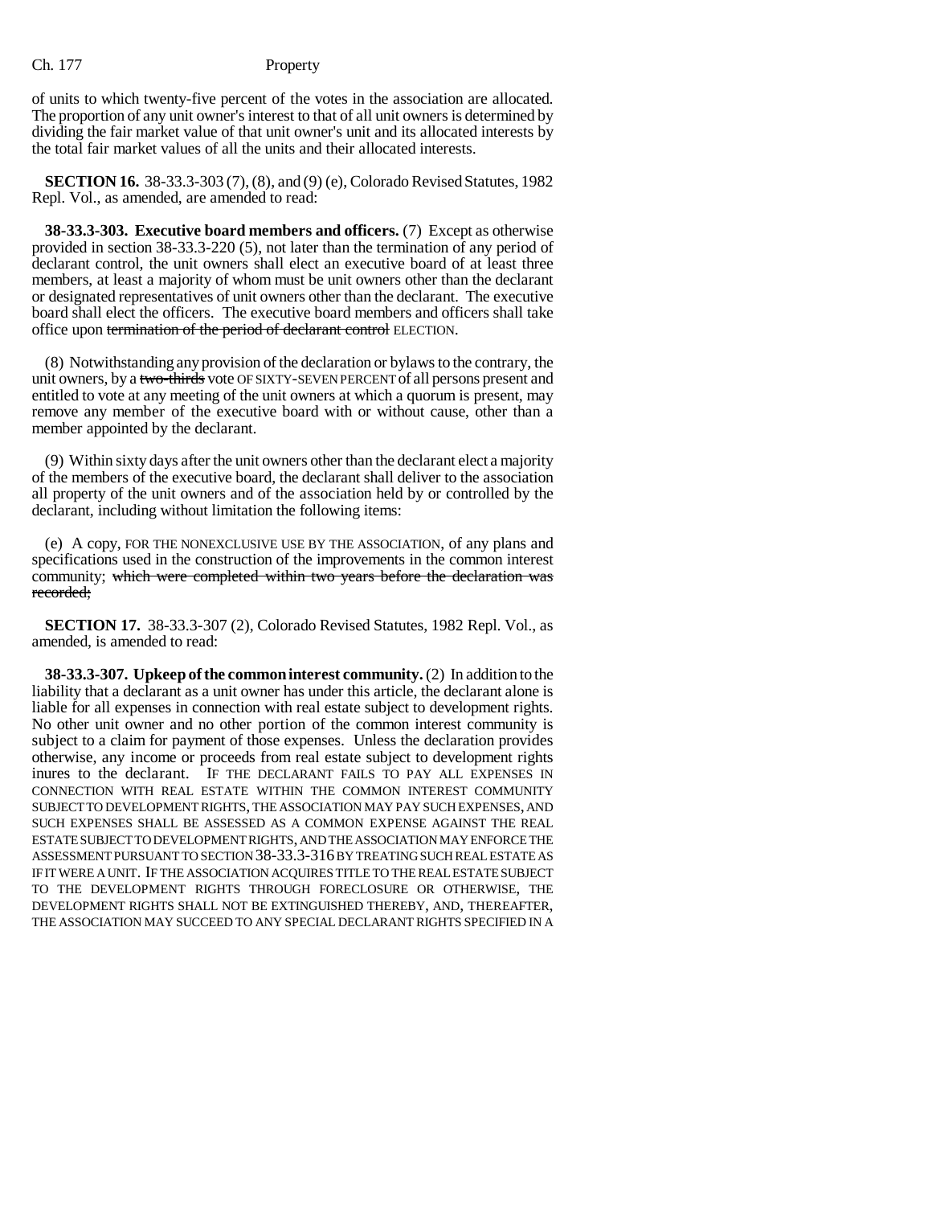of units to which twenty-five percent of the votes in the association are allocated. The proportion of any unit owner's interest to that of all unit owners is determined by dividing the fair market value of that unit owner's unit and its allocated interests by the total fair market values of all the units and their allocated interests.

**SECTION 16.** 38-33.3-303 (7), (8), and (9) (e), Colorado Revised Statutes, 1982 Repl. Vol., as amended, are amended to read:

**38-33.3-303. Executive board members and officers.** (7) Except as otherwise provided in section 38-33.3-220 (5), not later than the termination of any period of declarant control, the unit owners shall elect an executive board of at least three members, at least a majority of whom must be unit owners other than the declarant or designated representatives of unit owners other than the declarant. The executive board shall elect the officers. The executive board members and officers shall take office upon ~~termination of the period of declarant control~~ ELECTION.

(8) Notwithstanding any provision of the declaration or bylaws to the contrary, the unit owners, by a ~~two-thirds~~ vote OF SIXTY-SEVEN PERCENT of all persons present and entitled to vote at any meeting of the unit owners at which a quorum is present, may remove any member of the executive board with or without cause, other than a member appointed by the declarant.

(9) Within sixty days after the unit owners other than the declarant elect a majority of the members of the executive board, the declarant shall deliver to the association all property of the unit owners and of the association held by or controlled by the declarant, including without limitation the following items:

(e) A copy, FOR THE NONEXCLUSIVE USE BY THE ASSOCIATION, of any plans and specifications used in the construction of the improvements in the common interest community; ~~which were completed within two years before the declaration was recorded;~~

**SECTION 17.** 38-33.3-307 (2), Colorado Revised Statutes, 1982 Repl. Vol., as amended, is amended to read:

**38-33.3-307. Upkeep of the common interest community.** (2) In addition to the liability that a declarant as a unit owner has under this article, the declarant alone is liable for all expenses in connection with real estate subject to development rights. No other unit owner and no other portion of the common interest community is subject to a claim for payment of those expenses. Unless the declaration provides otherwise, any income or proceeds from real estate subject to development rights inures to the declarant. IF THE DECLARANT FAILS TO PAY ALL EXPENSES IN CONNECTION WITH REAL ESTATE WITHIN THE COMMON INTEREST COMMUNITY SUBJECT TO DEVELOPMENT RIGHTS, THE ASSOCIATION MAY PAY SUCH EXPENSES, AND SUCH EXPENSES SHALL BE ASSESSED AS A COMMON EXPENSE AGAINST THE REAL ESTATE SUBJECT TO DEVELOPMENT RIGHTS, AND THE ASSOCIATION MAY ENFORCE THE ASSESSMENT PURSUANT TO SECTION 38-33.3-316 BY TREATING SUCH REAL ESTATE AS IF IT WERE A UNIT. IF THE ASSOCIATION ACQUIRES TITLE TO THE REAL ESTATE SUBJECT TO THE DEVELOPMENT RIGHTS THROUGH FORECLOSURE OR OTHERWISE, THE DEVELOPMENT RIGHTS SHALL NOT BE EXTINGUISHED THEREBY, AND, THEREAFTER, THE ASSOCIATION MAY SUCCEED TO ANY SPECIAL DECLARANT RIGHTS SPECIFIED IN A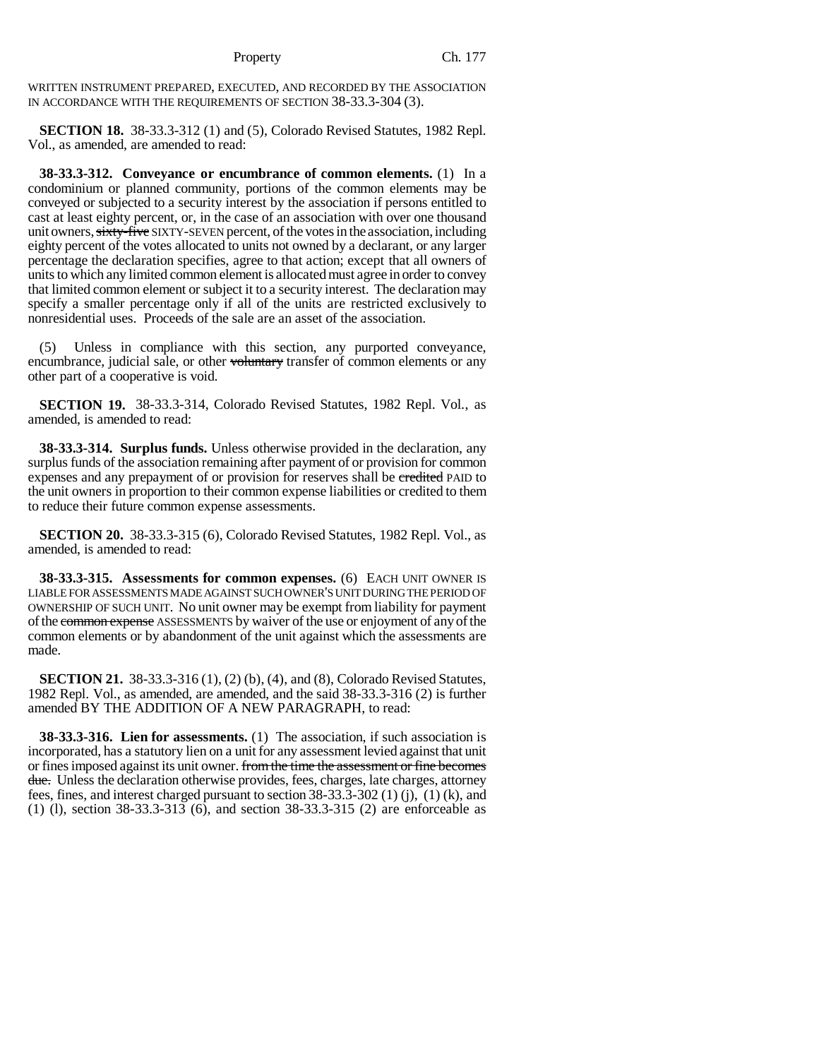WRITTEN INSTRUMENT PREPARED, EXECUTED, AND RECORDED BY THE ASSOCIATION IN ACCORDANCE WITH THE REQUIREMENTS OF SECTION 38-33.3-304 (3).

**SECTION 18.** 38-33.3-312 (1) and (5), Colorado Revised Statutes, 1982 Repl. Vol., as amended, are amended to read:

**38-33.3-312. Conveyance or encumbrance of common elements.** (1) In a condominium or planned community, portions of the common elements may be conveyed or subjected to a security interest by the association if persons entitled to cast at least eighty percent, or, in the case of an association with over one thousand unit owners, ~~sixty-five~~ SIXTY-SEVEN percent, of the votes in the association, including eighty percent of the votes allocated to units not owned by a declarant, or any larger percentage the declaration specifies, agree to that action; except that all owners of units to which any limited common element is allocated must agree in order to convey that limited common element or subject it to a security interest. The declaration may specify a smaller percentage only if all of the units are restricted exclusively to nonresidential uses. Proceeds of the sale are an asset of the association.

(5) Unless in compliance with this section, any purported conveyance, encumbrance, judicial sale, or other ~~voluntary~~ transfer of common elements or any other part of a cooperative is void.

**SECTION 19.** 38-33.3-314, Colorado Revised Statutes, 1982 Repl. Vol., as amended, is amended to read:

**38-33.3-314. Surplus funds.** Unless otherwise provided in the declaration, any surplus funds of the association remaining after payment of or provision for common expenses and any prepayment of or provision for reserves shall be ~~credited~~ PAID to the unit owners in proportion to their common expense liabilities or credited to them to reduce their future common expense assessments.

**SECTION 20.** 38-33.3-315 (6), Colorado Revised Statutes, 1982 Repl. Vol., as amended, is amended to read:

**38-33.3-315. Assessments for common expenses.** (6) EACH UNIT OWNER IS LIABLE FOR ASSESSMENTS MADE AGAINST SUCH OWNER'S UNIT DURING THE PERIOD OF OWNERSHIP OF SUCH UNIT. No unit owner may be exempt from liability for payment of the ~~common expense~~ ASSESSMENTS by waiver of the use or enjoyment of any of the common elements or by abandonment of the unit against which the assessments are made.

**SECTION 21.** 38-33.3-316 (1), (2) (b), (4), and (8), Colorado Revised Statutes, 1982 Repl. Vol., as amended, are amended, and the said 38-33.3-316 (2) is further amended BY THE ADDITION OF A NEW PARAGRAPH, to read:

**38-33.3-316. Lien for assessments.** (1) The association, if such association is incorporated, has a statutory lien on a unit for any assessment levied against that unit or fines imposed against its unit owner. ~~from the time the assessment or fine becomes due.~~ Unless the declaration otherwise provides, fees, charges, late charges, attorney fees, fines, and interest charged pursuant to section 38-33.3-302 (1) (j), (1) (k), and (1) (l), section 38-33.3-313 (6), and section 38-33.3-315 (2) are enforceable as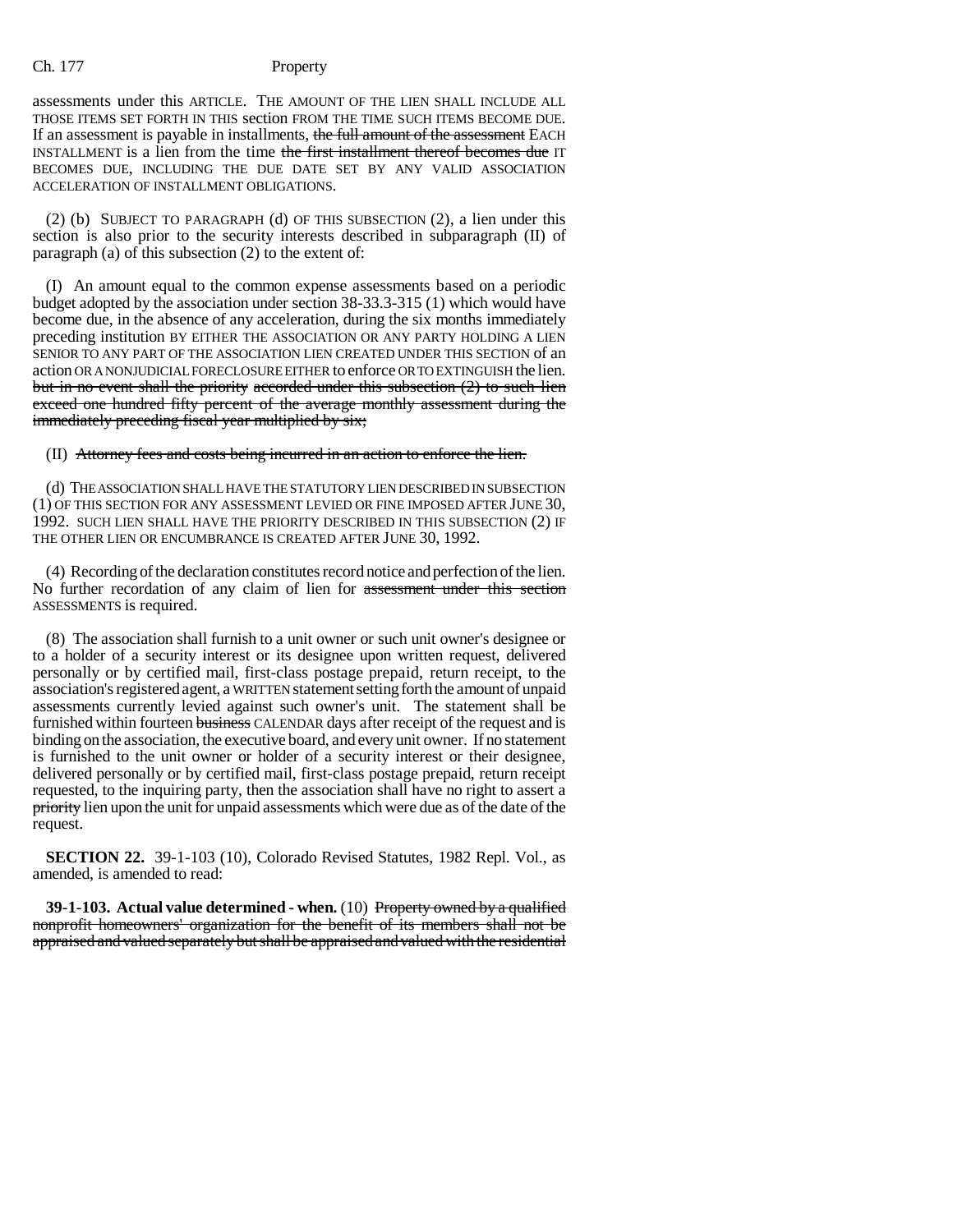assessments under this ARTICLE. THE AMOUNT OF THE LIEN SHALL INCLUDE ALL THOSE ITEMS SET FORTH IN THIS section FROM THE TIME SUCH ITEMS BECOME DUE. If an assessment is payable in installments, ~~the full amount of the assessment~~ EACH INSTALLMENT is a lien from the time ~~the first installment thereof becomes due~~ IT BECOMES DUE, INCLUDING THE DUE DATE SET BY ANY VALID ASSOCIATION ACCELERATION OF INSTALLMENT OBLIGATIONS.

(2) (b) SUBJECT TO PARAGRAPH (d) OF THIS SUBSECTION (2), a lien under this section is also prior to the security interests described in subparagraph (II) of paragraph (a) of this subsection (2) to the extent of:

(I) An amount equal to the common expense assessments based on a periodic budget adopted by the association under section 38-33.3-315 (1) which would have become due, in the absence of any acceleration, during the six months immediately preceding institution BY EITHER THE ASSOCIATION OR ANY PARTY HOLDING A LIEN SENIOR TO ANY PART OF THE ASSOCIATION LIEN CREATED UNDER THIS SECTION of an action OR A NONJUDICIAL FORECLOSURE EITHER to enforce OR TO EXTINGUISH the lien. ~~but in no event shall the priority accorded under this subsection (2) to such lien exceed one hundred fifty percent of the average monthly assessment during the immediately preceding fiscal year multiplied by six;~~

(II) ~~Attorney fees and costs being incurred in an action to enforce the lien.~~

(d) THE ASSOCIATION SHALL HAVE THE STATUTORY LIEN DESCRIBED IN SUBSECTION (1) OF THIS SECTION FOR ANY ASSESSMENT LEVIED OR FINE IMPOSED AFTER JUNE 30, 1992. SUCH LIEN SHALL HAVE THE PRIORITY DESCRIBED IN THIS SUBSECTION (2) IF THE OTHER LIEN OR ENCUMBRANCE IS CREATED AFTER JUNE 30, 1992.

(4) Recording of the declaration constitutes record notice and perfection of the lien. No further recordation of any claim of lien for ~~assessment under this section~~ ASSESSMENTS is required.

(8) The association shall furnish to a unit owner or such unit owner's designee or to a holder of a security interest or its designee upon written request, delivered personally or by certified mail, first-class postage prepaid, return receipt, to the association's registered agent, a WRITTEN statement setting forth the amount of unpaid assessments currently levied against such owner's unit. The statement shall be furnished within fourteen ~~business~~ CALENDAR days after receipt of the request and is binding on the association, the executive board, and every unit owner. If no statement is furnished to the unit owner or holder of a security interest or their designee, delivered personally or by certified mail, first-class postage prepaid, return receipt requested, to the inquiring party, then the association shall have no right to assert a ~~priority~~ lien upon the unit for unpaid assessments which were due as of the date of the request.

**SECTION 22.** 39-1-103 (10), Colorado Revised Statutes, 1982 Repl. Vol., as amended, is amended to read:

**39-1-103. Actual value determined - when.** (10) ~~Property owned by a qualified nonprofit homeowners' organization for the benefit of its members shall not be appraised and valued separately but shall be appraised and valued with the residential~~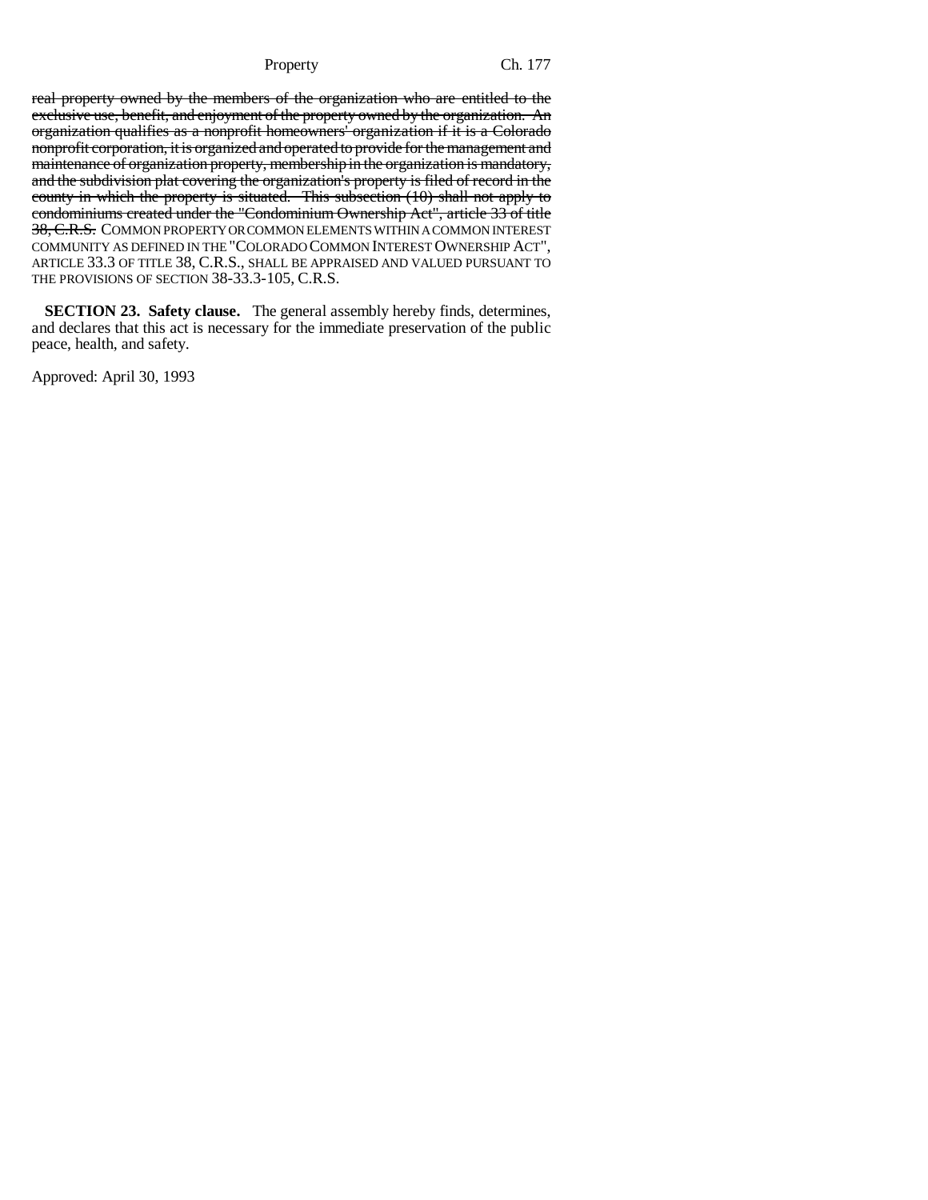~~real property owned by the members of the organization who are entitled to the exclusive use, benefit, and enjoyment of the property owned by the organization. An organization qualifies as a nonprofit homeowners' organization if it is a Colorado nonprofit corporation, it is organized and operated to provide for the management and maintenance of organization property, membership in the organization is mandatory, and the subdivision plat covering the organization's property is filed of record in the county in which the property is situated. This subsection (10) shall not apply to condominiums created under the "Condominium Ownership Act", article 33 of title 38, C.R.S.~~ COMMON PROPERTY OR COMMON ELEMENTS WITHIN A COMMON INTEREST COMMUNITY AS DEFINED IN THE "COLORADO COMMON INTEREST OWNERSHIP ACT", ARTICLE 33.3 OF TITLE 38, C.R.S., SHALL BE APPRAISED AND VALUED PURSUANT TO THE PROVISIONS OF SECTION 38-33.3-105, C.R.S.

**SECTION 23. Safety clause.** The general assembly hereby finds, determines, and declares that this act is necessary for the immediate preservation of the public peace, health, and safety.

Approved: April 30, 1993